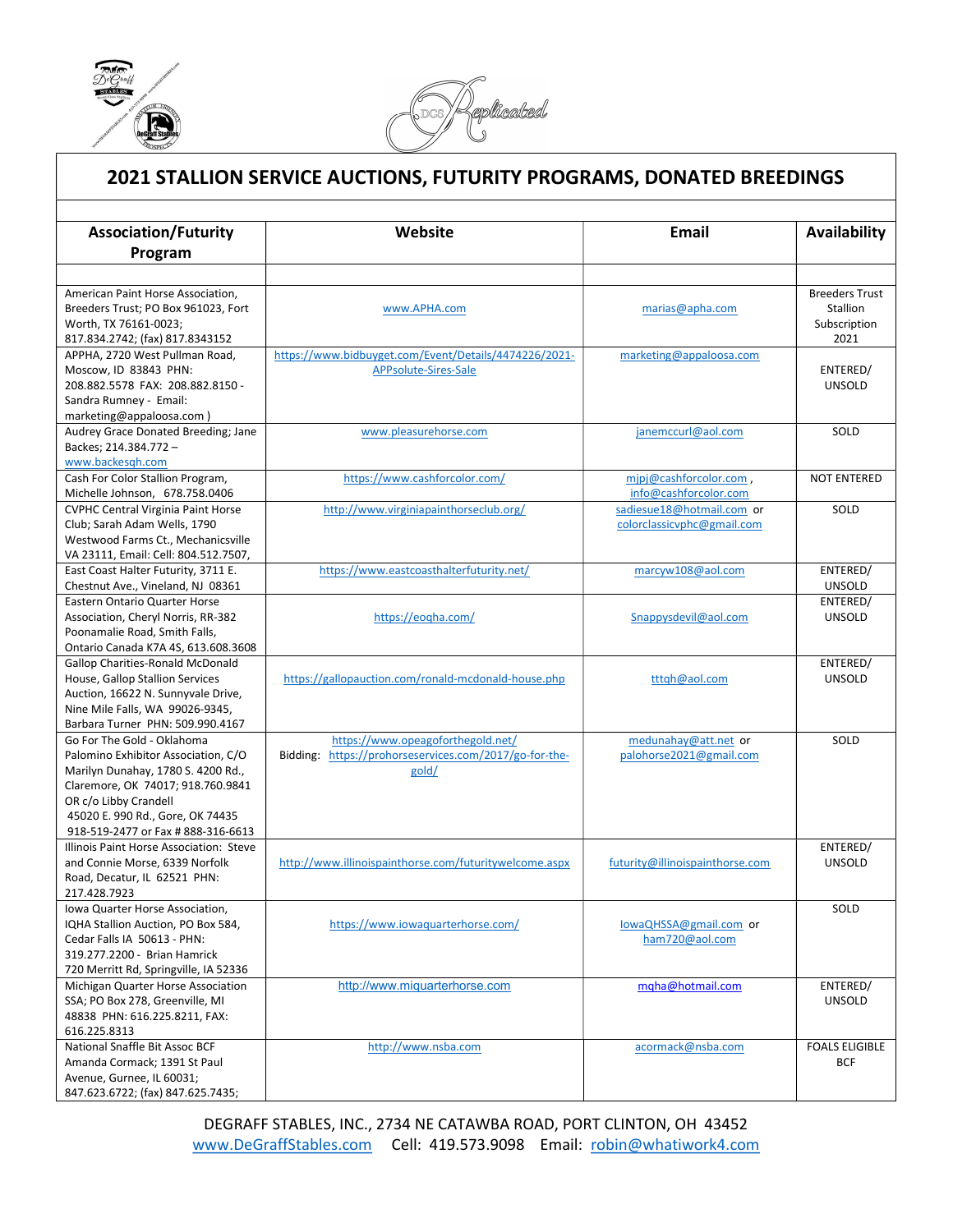# 2021 STALLION SERVICE AUCTIONS, FUTURITY PROGRAMS, DONATED BREEDINGS

| Association/Futurity Program | Website | Email | Availability |
|---|---|---|---|
| | | | |
| American Paint Horse Association, Breeders Trust; PO Box 961023, Fort Worth, TX 76161-0023; 817.834.2742; (fax) 817.8343152 | www.APHA.com | marias@apha.com | Breeders Trust Stallion Subscription 2021 |
| APPHA, 2720 West Pullman Road, Moscow, ID 83843 PHN: 208.882.5578 FAX: 208.882.8150 - Sandra Rumney - Email: marketing@appaloosa.com ) | https://www.bidbuyget.com/Event/Details/4474226/2021-APPsolute-Sires-Sale | marketing@appaloosa.com | ENTERED/ UNSOLD |
| Audrey Grace Donated Breeding; Jane Backes; 214.384.772 – www.backesqh.com | www.pleasurehorse.com | janemccurl@aol.com | SOLD |
| Cash For Color Stallion Program, Michelle Johnson, 678.758.0406 | https://www.cashforcolor.com/ | mjpj@cashforcolor.com , info@cashforcolor.com | NOT ENTERED |
| CVPHC Central Virginia Paint Horse Club; Sarah Adam Wells, 1790 Westwood Farms Ct., Mechanicsville VA 23111, Email: Cell: 804.512.7507, | http://www.virginiapainthorseclub.org/ | sadiesue18@hotmail.com or colorclassicvphc@gmail.com | SOLD |
| East Coast Halter Futurity, 3711 E. Chestnut Ave., Vineland, NJ 08361 | https://www.eastcoasthalterfuturity.net/ | marcyw108@aol.com | ENTERED/ UNSOLD |
| Eastern Ontario Quarter Horse Association, Cheryl Norris, RR-382 Poonamalie Road, Smith Falls, Ontario Canada K7A 4S, 613.608.3608 | https://eoqha.com/ | Snappysdevil@aol.com | ENTERED/ UNSOLD |
| Gallop Charities-Ronald McDonald House, Gallop Stallion Services Auction, 16622 N. Sunnyvale Drive, Nine Mile Falls, WA 99026-9345, Barbara Turner PHN: 509.990.4167 | https://gallopauction.com/ronald-mcdonald-house.php | tttqh@aol.com | ENTERED/ UNSOLD |
| Go For The Gold - Oklahoma Palomino Exhibitor Association, C/O Marilyn Dunahay, 1780 S. 4200 Rd., Claremore, OK 74017; 918.760.9841 OR c/o Libby Crandell 45020 E. 990 Rd., Gore, OK 74435 918-519-2477 or Fax # 888-316-6613 | https://www.opeagoforthegold.net/ Bidding: https://prohorseservices.com/2017/go-for-the-gold/ | medunahay@att.net or palohorse2021@gmail.com | SOLD |
| Illinois Paint Horse Association: Steve and Connie Morse, 6339 Norfolk Road, Decatur, IL 62521 PHN: 217.428.7923 | http://www.illinoispainthorse.com/futuritywelcome.aspx | futurity@illinoispainthorse.com | ENTERED/ UNSOLD |
| Iowa Quarter Horse Association, IQHA Stallion Auction, PO Box 584, Cedar Falls IA 50613 - PHN: 319.277.2200 - Brian Hamrick 720 Merritt Rd, Springville, IA 52336 | https://www.iowaquarterhorse.com/ | IowaQHSSA@gmail.com or ham720@aol.com | SOLD |
| Michigan Quarter Horse Association SSA; PO Box 278, Greenville, MI 48838 PHN: 616.225.8211, FAX: 616.225.8313 | http://www.miquarterhorse.com | mqha@hotmail.com | ENTERED/ UNSOLD |
| National Snaffle Bit Assoc BCF Amanda Cormack; 1391 St Paul Avenue, Gurnee, IL 60031; 847.623.6722; (fax) 847.625.7435; | http://www.nsba.com | acormack@nsba.com | FOALS ELIGIBLE BCF |

DEGRAFF STABLES, INC., 2734 NE CATAWBA ROAD, PORT CLINTON, OH 43452
www.DeGraffStables.com Cell: 419.573.9098 Email: robin@whatiwork4.com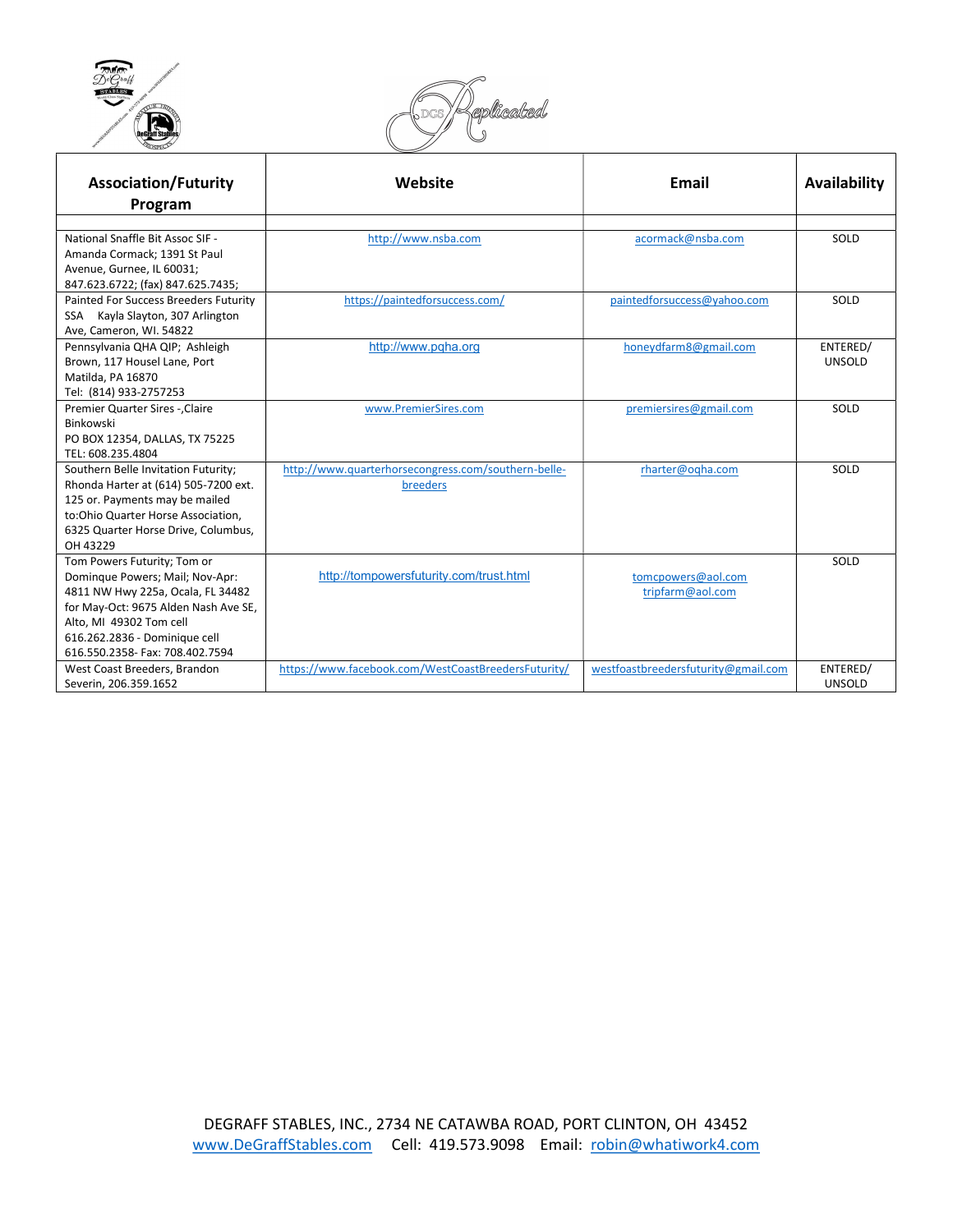| Association/Futurity Program | Website | Email | Availability |
|---|---|---|---|
| | | | |
| National Snaffle Bit Assoc SIF - Amanda Cormack; 1391 St Paul Avenue, Gurnee, IL 60031; 847.623.6722; (fax) 847.625.7435; | http://www.nsba.com | acormack@nsba.com | SOLD |
| Painted For Success Breeders Futurity SSA Kayla Slayton, 307 Arlington Ave, Cameron, WI. 54822 | https://paintedforsuccess.com/ | paintedforsuccess@yahoo.com | SOLD |
| Pennsylvania QHA QIP; Ashleigh Brown, 117 Housel Lane, Port Matilda, PA 16870 Tel: (814) 933-2757253 | http://www.pqha.org | honeydfarm8@gmail.com | ENTERED/ UNSOLD |
| Premier Quarter Sires -,Claire Binkowski PO BOX 12354, DALLAS, TX 75225 TEL: 608.235.4804 | www.PremierSires.com | premiersires@gmail.com | SOLD |
| Southern Belle Invitation Futurity; Rhonda Harter at (614) 505-7200 ext. 125 or. Payments may be mailed to:Ohio Quarter Horse Association, 6325 Quarter Horse Drive, Columbus, OH 43229 | http://www.quarterhorsecongress.com/southern-belle-breeders | rharter@oqha.com | SOLD |
| Tom Powers Futurity; Tom or Dominque Powers; Mail; Nov-Apr: 4811 NW Hwy 225a, Ocala, FL 34482 for May-Oct: 9675 Alden Nash Ave SE, Alto, MI 49302 Tom cell 616.262.2836 - Dominique cell 616.550.2358- Fax: 708.402.7594 | http://tompowersfuturity.com/trust.html | tomcpowers@aol.com tripfarm@aol.com | SOLD |
| West Coast Breeders, Brandon Severin, 206.359.1652 | https://www.facebook.com/WestCoastBreedersFuturity/ | westfoastbreedersfuturity@gmail.com | ENTERED/ UNSOLD |

DEGRAFF STABLES, INC., 2734 NE CATAWBA ROAD, PORT CLINTON, OH 43452
www.DeGraffStables.com Cell: 419.573.9098 Email: robin@whatiwork4.com